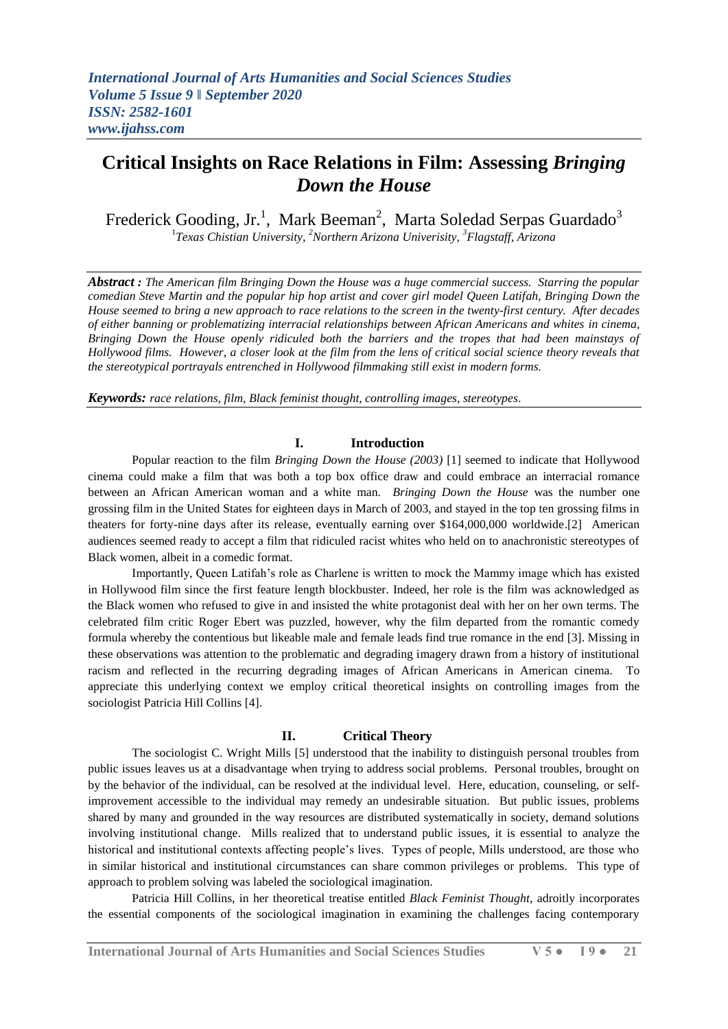# Critical Insights on Race Relations in Film: Assessing *Bringing Down the House*

Frederick Gooding, Jr.[1], Mark Beeman[2], Marta Soledad Serpas Guardado[3]

[1]*Texas Chistian University,* [2]*Northern Arizona Univeirisity,* [3]*Flagstaff, Arizona*

***Abstract :*** *The American film Bringing Down the House was a huge commercial success. Starring the popular comedian Steve Martin and the popular hip hop artist and cover girl model Queen Latifah, Bringing Down the House seemed to bring a new approach to race relations to the screen in the twenty-first century. After decades of either banning or problematizing interracial relationships between African Americans and whites in cinema, Bringing Down the House openly ridiculed both the barriers and the tropes that had been mainstays of Hollywood films. However, a closer look at the film from the lens of critical social science theory reveals that the stereotypical portrayals entrenched in Hollywood filmmaking still exist in modern forms.*

***Keywords:*** *race relations, film, Black feminist thought, controlling images, stereotypes*.

## I. Introduction

Popular reaction to the film *Bringing Down the House (2003)* [1] seemed to indicate that Hollywood cinema could make a film that was both a top box office draw and could embrace an interracial romance between an African American woman and a white man. *Bringing Down the House* was the number one grossing film in the United States for eighteen days in March of 2003, and stayed in the top ten grossing films in theaters for forty-nine days after its release, eventually earning over $164,000,000 worldwide.[2] American audiences seemed ready to accept a film that ridiculed racist whites who held on to anachronistic stereotypes of Black women, albeit in a comedic format.

Importantly, Queen Latifah's role as Charlene is written to mock the Mammy image which has existed in Hollywood film since the first feature length blockbuster. Indeed, her role is the film was acknowledged as the Black women who refused to give in and insisted the white protagonist deal with her on her own terms. The celebrated film critic Roger Ebert was puzzled, however, why the film departed from the romantic comedy formula whereby the contentious but likeable male and female leads find true romance in the end [3]. Missing in these observations was attention to the problematic and degrading imagery drawn from a history of institutional racism and reflected in the recurring degrading images of African Americans in American cinema. To appreciate this underlying context we employ critical theoretical insights on controlling images from the sociologist Patricia Hill Collins [4].

## II. Critical Theory

The sociologist C. Wright Mills [5] understood that the inability to distinguish personal troubles from public issues leaves us at a disadvantage when trying to address social problems. Personal troubles, brought on by the behavior of the individual, can be resolved at the individual level. Here, education, counseling, or self-improvement accessible to the individual may remedy an undesirable situation. But public issues, problems shared by many and grounded in the way resources are distributed systematically in society, demand solutions involving institutional change. Mills realized that to understand public issues, it is essential to analyze the historical and institutional contexts affecting people's lives. Types of people, Mills understood, are those who in similar historical and institutional circumstances can share common privileges or problems. This type of approach to problem solving was labeled the sociological imagination.

Patricia Hill Collins, in her theoretical treatise entitled *Black Feminist Thought*, adroitly incorporates the essential components of the sociological imagination in examining the challenges facing contemporary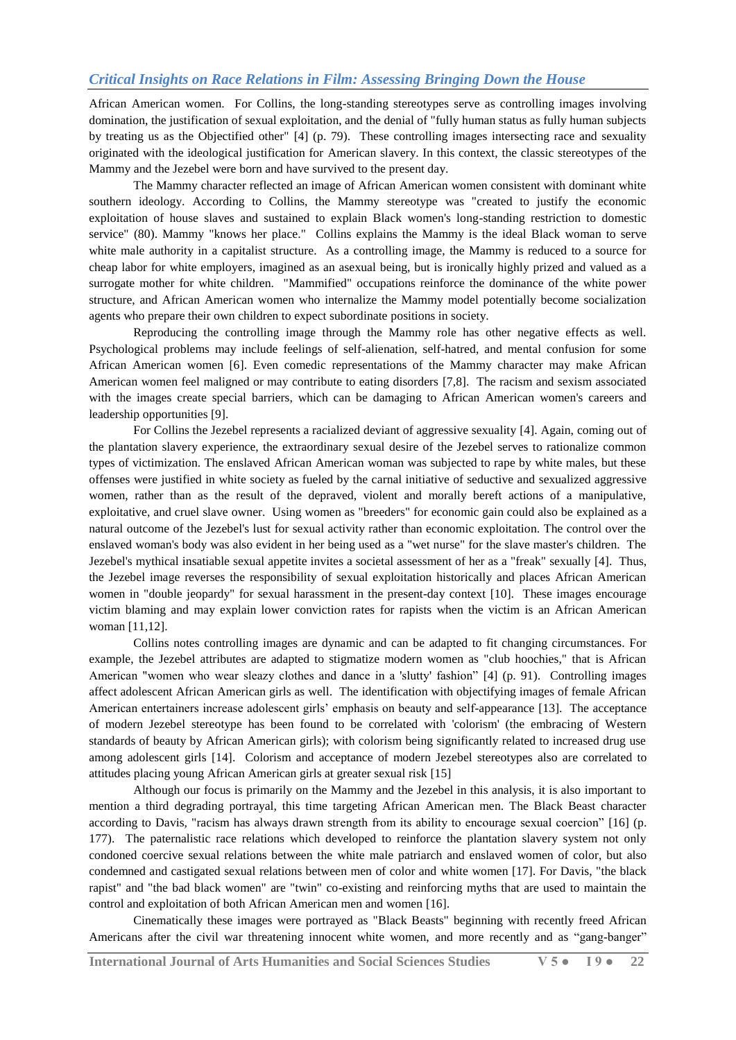African American women. For Collins, the long-standing stereotypes serve as controlling images involving domination, the justification of sexual exploitation, and the denial of "fully human status as fully human subjects by treating us as the Objectified other" [4] (p. 79). These controlling images intersecting race and sexuality originated with the ideological justification for American slavery. In this context, the classic stereotypes of the Mammy and the Jezebel were born and have survived to the present day.

The Mammy character reflected an image of African American women consistent with dominant white southern ideology. According to Collins, the Mammy stereotype was "created to justify the economic exploitation of house slaves and sustained to explain Black women's long-standing restriction to domestic service" (80). Mammy "knows her place." Collins explains the Mammy is the ideal Black woman to serve white male authority in a capitalist structure. As a controlling image, the Mammy is reduced to a source for cheap labor for white employers, imagined as an asexual being, but is ironically highly prized and valued as a surrogate mother for white children. "Mammified" occupations reinforce the dominance of the white power structure, and African American women who internalize the Mammy model potentially become socialization agents who prepare their own children to expect subordinate positions in society.

Reproducing the controlling image through the Mammy role has other negative effects as well. Psychological problems may include feelings of self-alienation, self-hatred, and mental confusion for some African American women [6]. Even comedic representations of the Mammy character may make African American women feel maligned or may contribute to eating disorders [7,8]. The racism and sexism associated with the images create special barriers, which can be damaging to African American women's careers and leadership opportunities [9].

For Collins the Jezebel represents a racialized deviant of aggressive sexuality [4]. Again, coming out of the plantation slavery experience, the extraordinary sexual desire of the Jezebel serves to rationalize common types of victimization. The enslaved African American woman was subjected to rape by white males, but these offenses were justified in white society as fueled by the carnal initiative of seductive and sexualized aggressive women, rather than as the result of the depraved, violent and morally bereft actions of a manipulative, exploitative, and cruel slave owner. Using women as "breeders" for economic gain could also be explained as a natural outcome of the Jezebel's lust for sexual activity rather than economic exploitation. The control over the enslaved woman's body was also evident in her being used as a "wet nurse" for the slave master's children. The Jezebel's mythical insatiable sexual appetite invites a societal assessment of her as a "freak" sexually [4]. Thus, the Jezebel image reverses the responsibility of sexual exploitation historically and places African American women in "double jeopardy" for sexual harassment in the present-day context [10]. These images encourage victim blaming and may explain lower conviction rates for rapists when the victim is an African American woman [11,12].

Collins notes controlling images are dynamic and can be adapted to fit changing circumstances. For example, the Jezebel attributes are adapted to stigmatize modern women as "club hoochies," that is African American "women who wear sleazy clothes and dance in a 'slutty' fashion" [4] (p. 91). Controlling images affect adolescent African American girls as well. The identification with objectifying images of female African American entertainers increase adolescent girls' emphasis on beauty and self-appearance [13]. The acceptance of modern Jezebel stereotype has been found to be correlated with 'colorism' (the embracing of Western standards of beauty by African American girls); with colorism being significantly related to increased drug use among adolescent girls [14]. Colorism and acceptance of modern Jezebel stereotypes also are correlated to attitudes placing young African American girls at greater sexual risk [15]

Although our focus is primarily on the Mammy and the Jezebel in this analysis, it is also important to mention a third degrading portrayal, this time targeting African American men. The Black Beast character according to Davis, "racism has always drawn strength from its ability to encourage sexual coercion" [16] (p. 177). The paternalistic race relations which developed to reinforce the plantation slavery system not only condoned coercive sexual relations between the white male patriarch and enslaved women of color, but also condemned and castigated sexual relations between men of color and white women [17]. For Davis, "the black rapist" and "the bad black women" are "twin" co-existing and reinforcing myths that are used to maintain the control and exploitation of both African American men and women [16].

Cinematically these images were portrayed as "Black Beasts" beginning with recently freed African Americans after the civil war threatening innocent white women, and more recently and as "gang-banger"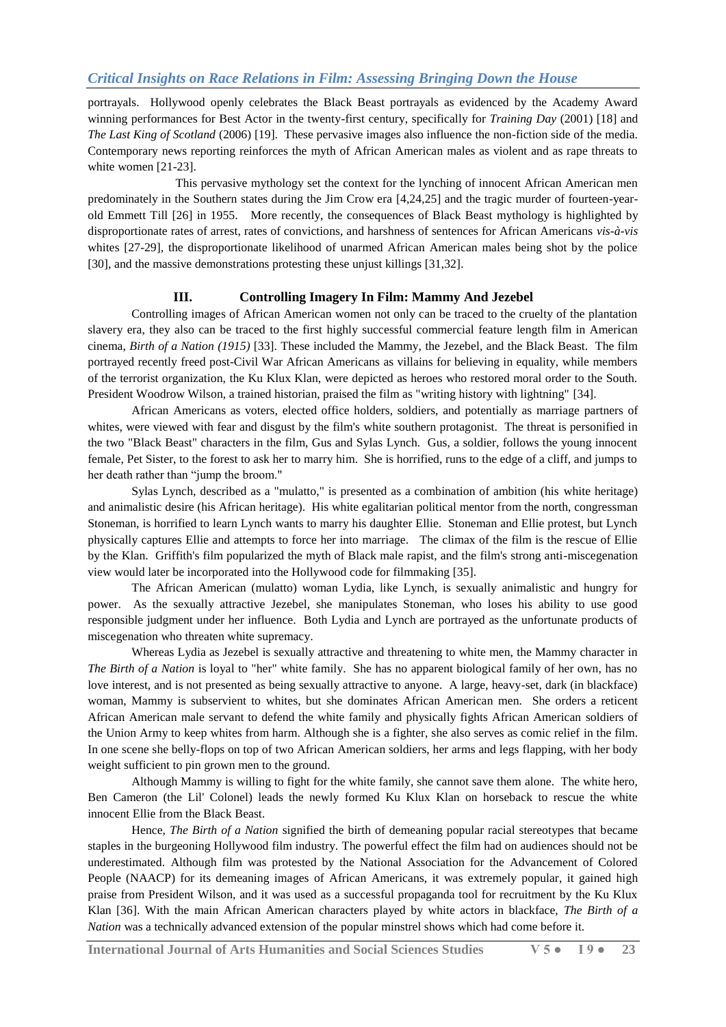portrayals. Hollywood openly celebrates the Black Beast portrayals as evidenced by the Academy Award winning performances for Best Actor in the twenty-first century, specifically for *Training Day* (2001) [18] and *The Last King of Scotland* (2006) [19]. These pervasive images also influence the non-fiction side of the media. Contemporary news reporting reinforces the myth of African American males as violent and as rape threats to white women [21-23].

This pervasive mythology set the context for the lynching of innocent African American men predominately in the Southern states during the Jim Crow era [4,24,25] and the tragic murder of fourteen-year-old Emmett Till [26] in 1955. More recently, the consequences of Black Beast mythology is highlighted by disproportionate rates of arrest, rates of convictions, and harshness of sentences for African Americans *vis-à-vis* whites [27-29], the disproportionate likelihood of unarmed African American males being shot by the police [30], and the massive demonstrations protesting these unjust killings [31,32].

## III. Controlling Imagery In Film: Mammy And Jezebel

Controlling images of African American women not only can be traced to the cruelty of the plantation slavery era, they also can be traced to the first highly successful commercial feature length film in American cinema, *Birth of a Nation (1915)* [33]. These included the Mammy, the Jezebel, and the Black Beast. The film portrayed recently freed post-Civil War African Americans as villains for believing in equality, while members of the terrorist organization, the Ku Klux Klan, were depicted as heroes who restored moral order to the South. President Woodrow Wilson, a trained historian, praised the film as "writing history with lightning" [34].

African Americans as voters, elected office holders, soldiers, and potentially as marriage partners of whites, were viewed with fear and disgust by the film's white southern protagonist. The threat is personified in the two "Black Beast" characters in the film, Gus and Sylas Lynch. Gus, a soldier, follows the young innocent female, Pet Sister, to the forest to ask her to marry him. She is horrified, runs to the edge of a cliff, and jumps to her death rather than "jump the broom."

Sylas Lynch, described as a "mulatto," is presented as a combination of ambition (his white heritage) and animalistic desire (his African heritage). His white egalitarian political mentor from the north, congressman Stoneman, is horrified to learn Lynch wants to marry his daughter Ellie. Stoneman and Ellie protest, but Lynch physically captures Ellie and attempts to force her into marriage. The climax of the film is the rescue of Ellie by the Klan. Griffith's film popularized the myth of Black male rapist, and the film's strong anti-miscegenation view would later be incorporated into the Hollywood code for filmmaking [35].

The African American (mulatto) woman Lydia, like Lynch, is sexually animalistic and hungry for power. As the sexually attractive Jezebel, she manipulates Stoneman, who loses his ability to use good responsible judgment under her influence. Both Lydia and Lynch are portrayed as the unfortunate products of miscegenation who threaten white supremacy.

Whereas Lydia as Jezebel is sexually attractive and threatening to white men, the Mammy character in *The Birth of a Nation* is loyal to "her" white family. She has no apparent biological family of her own, has no love interest, and is not presented as being sexually attractive to anyone. A large, heavy-set, dark (in blackface) woman, Mammy is subservient to whites, but she dominates African American men. She orders a reticent African American male servant to defend the white family and physically fights African American soldiers of the Union Army to keep whites from harm. Although she is a fighter, she also serves as comic relief in the film. In one scene she belly-flops on top of two African American soldiers, her arms and legs flapping, with her body weight sufficient to pin grown men to the ground.

Although Mammy is willing to fight for the white family, she cannot save them alone. The white hero, Ben Cameron (the Lil' Colonel) leads the newly formed Ku Klux Klan on horseback to rescue the white innocent Ellie from the Black Beast.

Hence, *The Birth of a Nation* signified the birth of demeaning popular racial stereotypes that became staples in the burgeoning Hollywood film industry. The powerful effect the film had on audiences should not be underestimated. Although film was protested by the National Association for the Advancement of Colored People (NAACP) for its demeaning images of African Americans, it was extremely popular, it gained high praise from President Wilson, and it was used as a successful propaganda tool for recruitment by the Ku Klux Klan [36]. With the main African American characters played by white actors in blackface, *The Birth of a Nation* was a technically advanced extension of the popular minstrel shows which had come before it.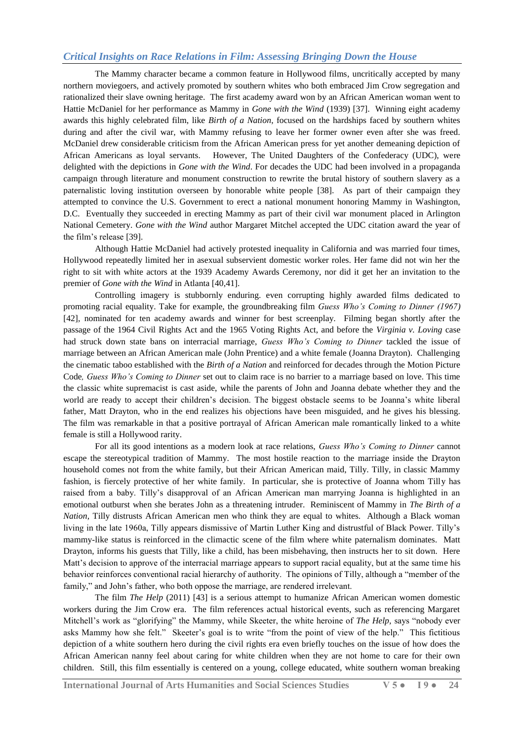The Mammy character became a common feature in Hollywood films, uncritically accepted by many northern moviegoers, and actively promoted by southern whites who both embraced Jim Crow segregation and rationalized their slave owning heritage. The first academy award won by an African American woman went to Hattie McDaniel for her performance as Mammy in *Gone with the Wind* (1939) [37]. Winning eight academy awards this highly celebrated film, like *Birth of a Nation*, focused on the hardships faced by southern whites during and after the civil war, with Mammy refusing to leave her former owner even after she was freed. McDaniel drew considerable criticism from the African American press for yet another demeaning depiction of African Americans as loyal servants. However, The United Daughters of the Confederacy (UDC), were delighted with the depictions in *Gone with the Wind*. For decades the UDC had been involved in a propaganda campaign through literature and monument construction to rewrite the brutal history of southern slavery as a paternalistic loving institution overseen by honorable white people [38]. As part of their campaign they attempted to convince the U.S. Government to erect a national monument honoring Mammy in Washington, D.C. Eventually they succeeded in erecting Mammy as part of their civil war monument placed in Arlington National Cemetery. *Gone with the Wind* author Margaret Mitchel accepted the UDC citation award the year of the film's release [39].

Although Hattie McDaniel had actively protested inequality in California and was married four times, Hollywood repeatedly limited her in asexual subservient domestic worker roles. Her fame did not win her the right to sit with white actors at the 1939 Academy Awards Ceremony, nor did it get her an invitation to the premier of *Gone with the Wind* in Atlanta [40,41].

Controlling imagery is stubbornly enduring. even corrupting highly awarded films dedicated to promoting racial equality. Take for example, the groundbreaking film *Guess Who's Coming to Dinner (1967)* [42], nominated for ten academy awards and winner for best screenplay. Filming began shortly after the passage of the 1964 Civil Rights Act and the 1965 Voting Rights Act, and before the *Virginia v. Loving* case had struck down state bans on interracial marriage, *Guess Who's Coming to Dinner* tackled the issue of marriage between an African American male (John Prentice) and a white female (Joanna Drayton). Challenging the cinematic taboo established with the *Birth of a Nation* and reinforced for decades through the Motion Picture Code*, Guess Who's Coming to Dinner* set out to claim race is no barrier to a marriage based on love. This time the classic white supremacist is cast aside, while the parents of John and Joanna debate whether they and the world are ready to accept their children's decision. The biggest obstacle seems to be Joanna's white liberal father, Matt Drayton, who in the end realizes his objections have been misguided, and he gives his blessing. The film was remarkable in that a positive portrayal of African American male romantically linked to a white female is still a Hollywood rarity.

For all its good intentions as a modern look at race relations, *Guess Who's Coming to Dinner* cannot escape the stereotypical tradition of Mammy. The most hostile reaction to the marriage inside the Drayton household comes not from the white family, but their African American maid, Tilly. Tilly, in classic Mammy fashion, is fiercely protective of her white family. In particular, she is protective of Joanna whom Tilly has raised from a baby. Tilly's disapproval of an African American man marrying Joanna is highlighted in an emotional outburst when she berates John as a threatening intruder. Reminiscent of Mammy in *The Birth of a Nation*, Tilly distrusts African American men who think they are equal to whites. Although a Black woman living in the late 1960a, Tilly appears dismissive of Martin Luther King and distrustful of Black Power. Tilly's mammy-like status is reinforced in the climactic scene of the film where white paternalism dominates. Matt Drayton, informs his guests that Tilly, like a child, has been misbehaving, then instructs her to sit down. Here Matt's decision to approve of the interracial marriage appears to support racial equality, but at the same time his behavior reinforces conventional racial hierarchy of authority. The opinions of Tilly, although a "member of the family," and John's father, who both oppose the marriage, are rendered irrelevant.

The film *The Help* (2011) [43] is a serious attempt to humanize African American women domestic workers during the Jim Crow era. The film references actual historical events, such as referencing Margaret Mitchell's work as "glorifying" the Mammy, while Skeeter, the white heroine of *The Help*, says "nobody ever asks Mammy how she felt." Skeeter's goal is to write "from the point of view of the help." This fictitious depiction of a white southern hero during the civil rights era even briefly touches on the issue of how does the African American nanny feel about caring for white children when they are not home to care for their own children. Still, this film essentially is centered on a young, college educated, white southern woman breaking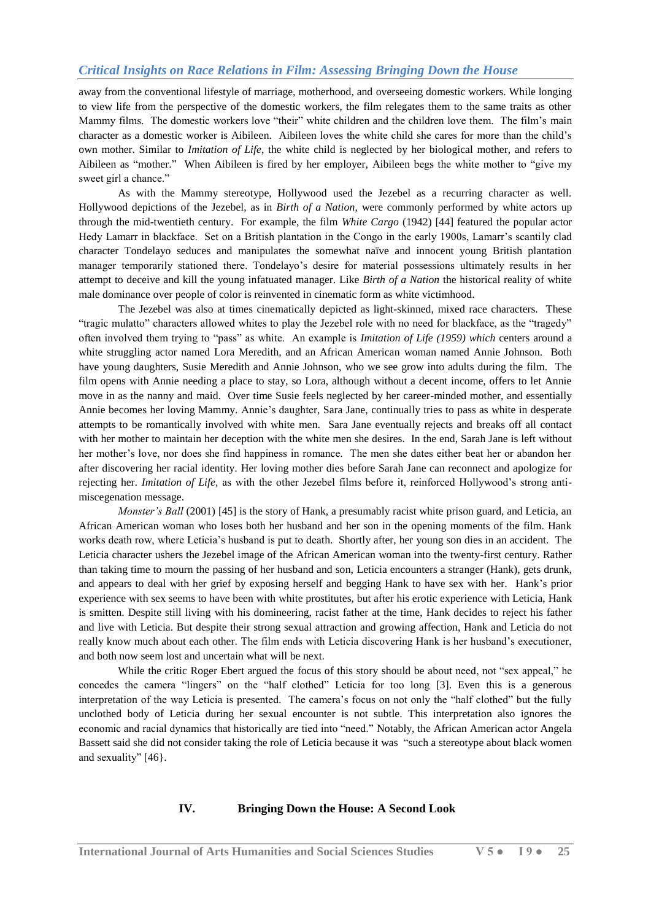away from the conventional lifestyle of marriage, motherhood, and overseeing domestic workers. While longing to view life from the perspective of the domestic workers, the film relegates them to the same traits as other Mammy films. The domestic workers love "their" white children and the children love them. The film's main character as a domestic worker is Aibileen. Aibileen loves the white child she cares for more than the child's own mother. Similar to *Imitation of Life*, the white child is neglected by her biological mother, and refers to Aibileen as "mother." When Aibileen is fired by her employer, Aibileen begs the white mother to "give my sweet girl a chance."

As with the Mammy stereotype, Hollywood used the Jezebel as a recurring character as well. Hollywood depictions of the Jezebel, as in *Birth of a Nation,* were commonly performed by white actors up through the mid-twentieth century. For example, the film *White Cargo* (1942) [44] featured the popular actor Hedy Lamarr in blackface. Set on a British plantation in the Congo in the early 1900s, Lamarr's scantily clad character Tondelayo seduces and manipulates the somewhat naïve and innocent young British plantation manager temporarily stationed there. Tondelayo's desire for material possessions ultimately results in her attempt to deceive and kill the young infatuated manager. Like *Birth of a Nation* the historical reality of white male dominance over people of color is reinvented in cinematic form as white victimhood.

The Jezebel was also at times cinematically depicted as light-skinned, mixed race characters. These "tragic mulatto" characters allowed whites to play the Jezebel role with no need for blackface, as the "tragedy" often involved them trying to "pass" as white. An example is *Imitation of Life (1959) which* centers around a white struggling actor named Lora Meredith, and an African American woman named Annie Johnson. Both have young daughters, Susie Meredith and Annie Johnson, who we see grow into adults during the film. The film opens with Annie needing a place to stay, so Lora, although without a decent income, offers to let Annie move in as the nanny and maid. Over time Susie feels neglected by her career-minded mother, and essentially Annie becomes her loving Mammy. Annie's daughter, Sara Jane, continually tries to pass as white in desperate attempts to be romantically involved with white men. Sara Jane eventually rejects and breaks off all contact with her mother to maintain her deception with the white men she desires. In the end, Sarah Jane is left without her mother's love, nor does she find happiness in romance. The men she dates either beat her or abandon her after discovering her racial identity. Her loving mother dies before Sarah Jane can reconnect and apologize for rejecting her. *Imitation of Life,* as with the other Jezebel films before it, reinforced Hollywood's strong anti-miscegenation message.

*Monster's Ball* (2001) [45] is the story of Hank, a presumably racist white prison guard, and Leticia, an African American woman who loses both her husband and her son in the opening moments of the film. Hank works death row, where Leticia's husband is put to death. Shortly after, her young son dies in an accident. The Leticia character ushers the Jezebel image of the African American woman into the twenty-first century. Rather than taking time to mourn the passing of her husband and son, Leticia encounters a stranger (Hank), gets drunk, and appears to deal with her grief by exposing herself and begging Hank to have sex with her. Hank's prior experience with sex seems to have been with white prostitutes, but after his erotic experience with Leticia, Hank is smitten. Despite still living with his domineering, racist father at the time, Hank decides to reject his father and live with Leticia. But despite their strong sexual attraction and growing affection, Hank and Leticia do not really know much about each other. The film ends with Leticia discovering Hank is her husband's executioner, and both now seem lost and uncertain what will be next.

While the critic Roger Ebert argued the focus of this story should be about need, not "sex appeal," he concedes the camera "lingers" on the "half clothed" Leticia for too long [3]. Even this is a generous interpretation of the way Leticia is presented. The camera's focus on not only the "half clothed" but the fully unclothed body of Leticia during her sexual encounter is not subtle. This interpretation also ignores the economic and racial dynamics that historically are tied into "need." Notably, the African American actor Angela Bassett said she did not consider taking the role of Leticia because it was "such a stereotype about black women and sexuality" [46}.

## IV. Bringing Down the House: A Second Look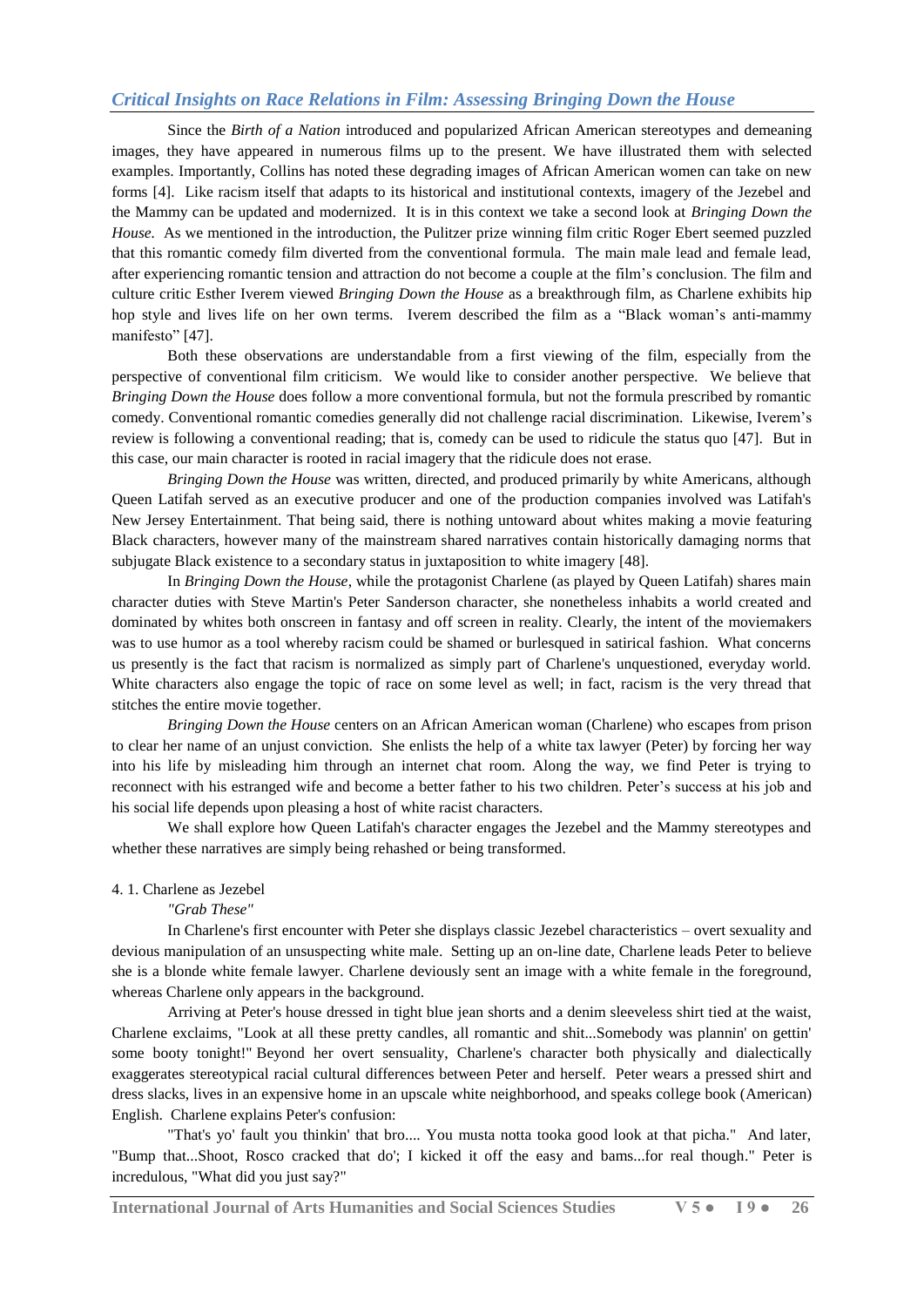## *Critical Insights on Race Relations in Film: Assessing Bringing Down the House*

Since the *Birth of a Nation* introduced and popularized African American stereotypes and demeaning images, they have appeared in numerous films up to the present. We have illustrated them with selected examples. Importantly, Collins has noted these degrading images of African American women can take on new forms [4]. Like racism itself that adapts to its historical and institutional contexts, imagery of the Jezebel and the Mammy can be updated and modernized. It is in this context we take a second look at *Bringing Down the House*. As we mentioned in the introduction, the Pulitzer prize winning film critic Roger Ebert seemed puzzled that this romantic comedy film diverted from the conventional formula. The main male lead and female lead, after experiencing romantic tension and attraction do not become a couple at the film's conclusion. The film and culture critic Esther Iverem viewed *Bringing Down the House* as a breakthrough film, as Charlene exhibits hip hop style and lives life on her own terms. Iverem described the film as a "Black woman's anti-mammy manifesto" [47].

Both these observations are understandable from a first viewing of the film, especially from the perspective of conventional film criticism. We would like to consider another perspective. We believe that *Bringing Down the House* does follow a more conventional formula, but not the formula prescribed by romantic comedy. Conventional romantic comedies generally did not challenge racial discrimination. Likewise, Iverem's review is following a conventional reading; that is, comedy can be used to ridicule the status quo [47]. But in this case, our main character is rooted in racial imagery that the ridicule does not erase.

*Bringing Down the House* was written, directed, and produced primarily by white Americans, although Queen Latifah served as an executive producer and one of the production companies involved was Latifah's New Jersey Entertainment. That being said, there is nothing untoward about whites making a movie featuring Black characters, however many of the mainstream shared narratives contain historically damaging norms that subjugate Black existence to a secondary status in juxtaposition to white imagery [48].

In *Bringing Down the House*, while the protagonist Charlene (as played by Queen Latifah) shares main character duties with Steve Martin's Peter Sanderson character, she nonetheless inhabits a world created and dominated by whites both onscreen in fantasy and off screen in reality. Clearly, the intent of the moviemakers was to use humor as a tool whereby racism could be shamed or burlesqued in satirical fashion. What concerns us presently is the fact that racism is normalized as simply part of Charlene's unquestioned, everyday world. White characters also engage the topic of race on some level as well; in fact, racism is the very thread that stitches the entire movie together.

*Bringing Down the House* centers on an African American woman (Charlene) who escapes from prison to clear her name of an unjust conviction. She enlists the help of a white tax lawyer (Peter) by forcing her way into his life by misleading him through an internet chat room. Along the way, we find Peter is trying to reconnect with his estranged wife and become a better father to his two children. Peter's success at his job and his social life depends upon pleasing a host of white racist characters.

We shall explore how Queen Latifah's character engages the Jezebel and the Mammy stereotypes and whether these narratives are simply being rehashed or being transformed.

### 4. 1. Charlene as Jezebel

*"Grab These"*

In Charlene's first encounter with Peter she displays classic Jezebel characteristics – overt sexuality and devious manipulation of an unsuspecting white male. Setting up an on-line date, Charlene leads Peter to believe she is a blonde white female lawyer. Charlene deviously sent an image with a white female in the foreground, whereas Charlene only appears in the background.

Arriving at Peter's house dressed in tight blue jean shorts and a denim sleeveless shirt tied at the waist, Charlene exclaims, "Look at all these pretty candles, all romantic and shit...Somebody was plannin' on gettin' some booty tonight!" Beyond her overt sensuality, Charlene's character both physically and dialectically exaggerates stereotypical racial cultural differences between Peter and herself. Peter wears a pressed shirt and dress slacks, lives in an expensive home in an upscale white neighborhood, and speaks college book (American) English. Charlene explains Peter's confusion:

"That's yo' fault you thinkin' that bro.... You musta notta tooka good look at that picha." And later, "Bump that...Shoot, Rosco cracked that do'; I kicked it off the easy and bams...for real though." Peter is incredulous, "What did you just say?"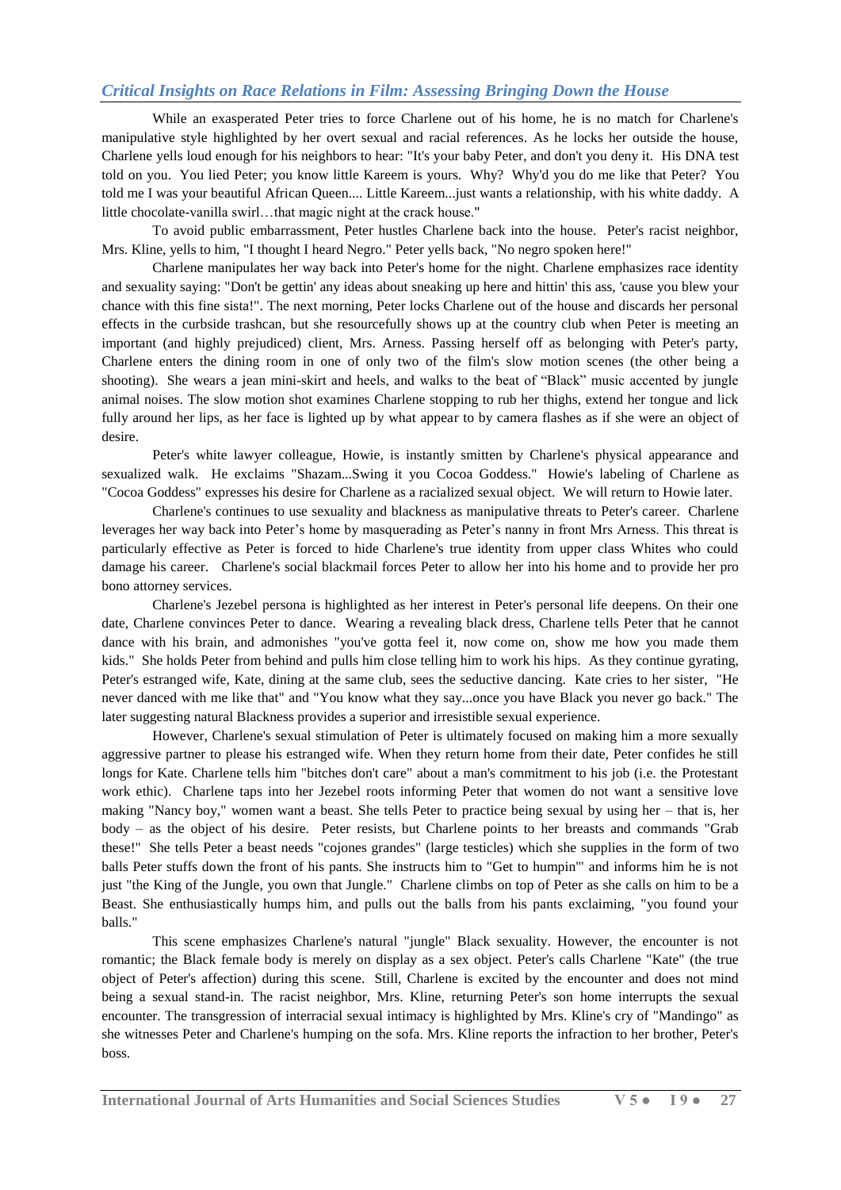While an exasperated Peter tries to force Charlene out of his home, he is no match for Charlene's manipulative style highlighted by her overt sexual and racial references. As he locks her outside the house, Charlene yells loud enough for his neighbors to hear: "It's your baby Peter, and don't you deny it. His DNA test told on you. You lied Peter; you know little Kareem is yours. Why? Why'd you do me like that Peter? You told me I was your beautiful African Queen.... Little Kareem...just wants a relationship, with his white daddy. A little chocolate-vanilla swirl…that magic night at the crack house."

To avoid public embarrassment, Peter hustles Charlene back into the house. Peter's racist neighbor, Mrs. Kline, yells to him, "I thought I heard Negro." Peter yells back, "No negro spoken here!"

Charlene manipulates her way back into Peter's home for the night. Charlene emphasizes race identity and sexuality saying: "Don't be gettin' any ideas about sneaking up here and hittin' this ass, 'cause you blew your chance with this fine sista!". The next morning, Peter locks Charlene out of the house and discards her personal effects in the curbside trashcan, but she resourcefully shows up at the country club when Peter is meeting an important (and highly prejudiced) client, Mrs. Arness. Passing herself off as belonging with Peter's party, Charlene enters the dining room in one of only two of the film's slow motion scenes (the other being a shooting). She wears a jean mini-skirt and heels, and walks to the beat of "Black" music accented by jungle animal noises. The slow motion shot examines Charlene stopping to rub her thighs, extend her tongue and lick fully around her lips, as her face is lighted up by what appear to by camera flashes as if she were an object of desire.

Peter's white lawyer colleague, Howie, is instantly smitten by Charlene's physical appearance and sexualized walk. He exclaims "Shazam...Swing it you Cocoa Goddess." Howie's labeling of Charlene as "Cocoa Goddess" expresses his desire for Charlene as a racialized sexual object. We will return to Howie later.

Charlene's continues to use sexuality and blackness as manipulative threats to Peter's career. Charlene leverages her way back into Peter's home by masquerading as Peter's nanny in front Mrs Arness. This threat is particularly effective as Peter is forced to hide Charlene's true identity from upper class Whites who could damage his career. Charlene's social blackmail forces Peter to allow her into his home and to provide her pro bono attorney services.

Charlene's Jezebel persona is highlighted as her interest in Peter's personal life deepens. On their one date, Charlene convinces Peter to dance. Wearing a revealing black dress, Charlene tells Peter that he cannot dance with his brain, and admonishes "you've gotta feel it, now come on, show me how you made them kids." She holds Peter from behind and pulls him close telling him to work his hips. As they continue gyrating, Peter's estranged wife, Kate, dining at the same club, sees the seductive dancing. Kate cries to her sister, "He never danced with me like that" and "You know what they say...once you have Black you never go back." The later suggesting natural Blackness provides a superior and irresistible sexual experience.

However, Charlene's sexual stimulation of Peter is ultimately focused on making him a more sexually aggressive partner to please his estranged wife. When they return home from their date, Peter confides he still longs for Kate. Charlene tells him "bitches don't care" about a man's commitment to his job (i.e. the Protestant work ethic). Charlene taps into her Jezebel roots informing Peter that women do not want a sensitive love making "Nancy boy," women want a beast. She tells Peter to practice being sexual by using her – that is, her body – as the object of his desire. Peter resists, but Charlene points to her breasts and commands "Grab these!" She tells Peter a beast needs "cojones grandes" (large testicles) which she supplies in the form of two balls Peter stuffs down the front of his pants. She instructs him to "Get to humpin'" and informs him he is not just "the King of the Jungle, you own that Jungle." Charlene climbs on top of Peter as she calls on him to be a Beast. She enthusiastically humps him, and pulls out the balls from his pants exclaiming, "you found your balls."

This scene emphasizes Charlene's natural "jungle" Black sexuality. However, the encounter is not romantic; the Black female body is merely on display as a sex object. Peter's calls Charlene "Kate" (the true object of Peter's affection) during this scene. Still, Charlene is excited by the encounter and does not mind being a sexual stand-in. The racist neighbor, Mrs. Kline, returning Peter's son home interrupts the sexual encounter. The transgression of interracial sexual intimacy is highlighted by Mrs. Kline's cry of "Mandingo" as she witnesses Peter and Charlene's humping on the sofa. Mrs. Kline reports the infraction to her brother, Peter's boss.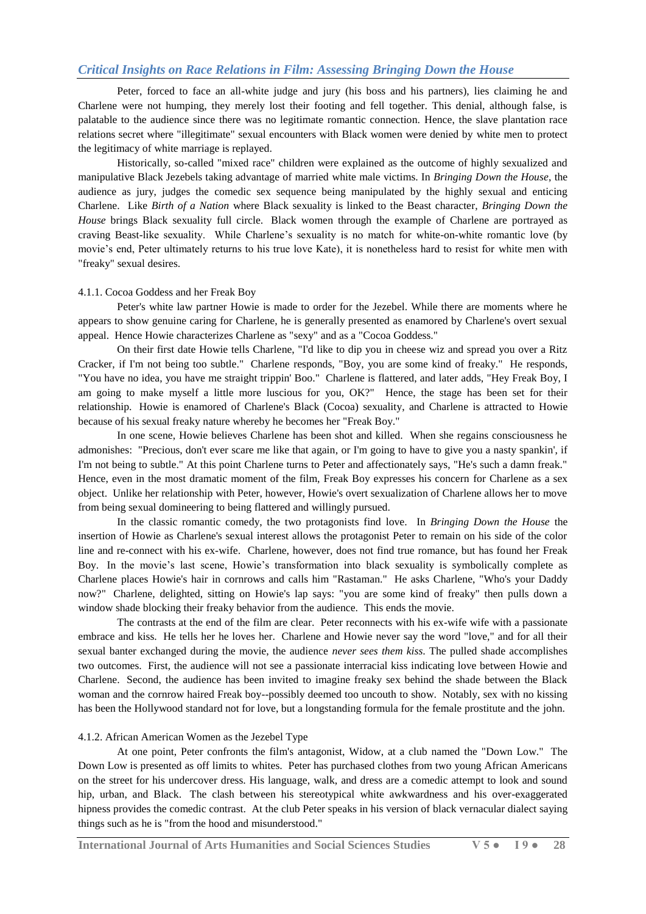Peter, forced to face an all-white judge and jury (his boss and his partners), lies claiming he and Charlene were not humping, they merely lost their footing and fell together. This denial, although false, is palatable to the audience since there was no legitimate romantic connection. Hence, the slave plantation race relations secret where "illegitimate" sexual encounters with Black women were denied by white men to protect the legitimacy of white marriage is replayed.

Historically, so-called "mixed race" children were explained as the outcome of highly sexualized and manipulative Black Jezebels taking advantage of married white male victims. In *Bringing Down the House*, the audience as jury, judges the comedic sex sequence being manipulated by the highly sexual and enticing Charlene. Like *Birth of a Nation* where Black sexuality is linked to the Beast character, *Bringing Down the House* brings Black sexuality full circle. Black women through the example of Charlene are portrayed as craving Beast-like sexuality. While Charlene's sexuality is no match for white-on-white romantic love (by movie's end, Peter ultimately returns to his true love Kate), it is nonetheless hard to resist for white men with "freaky" sexual desires.

### 4.1.1. Cocoa Goddess and her Freak Boy

Peter's white law partner Howie is made to order for the Jezebel. While there are moments where he appears to show genuine caring for Charlene, he is generally presented as enamored by Charlene's overt sexual appeal. Hence Howie characterizes Charlene as "sexy" and as a "Cocoa Goddess."

On their first date Howie tells Charlene, "I'd like to dip you in cheese wiz and spread you over a Ritz Cracker, if I'm not being too subtle." Charlene responds, "Boy, you are some kind of freaky." He responds, "You have no idea, you have me straight trippin' Boo." Charlene is flattered, and later adds, "Hey Freak Boy, I am going to make myself a little more luscious for you, OK?" Hence, the stage has been set for their relationship. Howie is enamored of Charlene's Black (Cocoa) sexuality, and Charlene is attracted to Howie because of his sexual freaky nature whereby he becomes her "Freak Boy."

In one scene, Howie believes Charlene has been shot and killed. When she regains consciousness he admonishes: "Precious, don't ever scare me like that again, or I'm going to have to give you a nasty spankin', if I'm not being to subtle." At this point Charlene turns to Peter and affectionately says, "He's such a damn freak." Hence, even in the most dramatic moment of the film, Freak Boy expresses his concern for Charlene as a sex object. Unlike her relationship with Peter, however, Howie's overt sexualization of Charlene allows her to move from being sexual domineering to being flattered and willingly pursued.

In the classic romantic comedy, the two protagonists find love. In *Bringing Down the House* the insertion of Howie as Charlene's sexual interest allows the protagonist Peter to remain on his side of the color line and re-connect with his ex-wife. Charlene, however, does not find true romance, but has found her Freak Boy. In the movie's last scene, Howie's transformation into black sexuality is symbolically complete as Charlene places Howie's hair in cornrows and calls him "Rastaman." He asks Charlene, "Who's your Daddy now?" Charlene, delighted, sitting on Howie's lap says: "you are some kind of freaky" then pulls down a window shade blocking their freaky behavior from the audience. This ends the movie.

The contrasts at the end of the film are clear. Peter reconnects with his ex-wife wife with a passionate embrace and kiss. He tells her he loves her. Charlene and Howie never say the word "love," and for all their sexual banter exchanged during the movie, the audience *never sees them kiss*. The pulled shade accomplishes two outcomes. First, the audience will not see a passionate interracial kiss indicating love between Howie and Charlene. Second, the audience has been invited to imagine freaky sex behind the shade between the Black woman and the cornrow haired Freak boy--possibly deemed too uncouth to show. Notably, sex with no kissing has been the Hollywood standard not for love, but a longstanding formula for the female prostitute and the john.

### 4.1.2. African American Women as the Jezebel Type

At one point, Peter confronts the film's antagonist, Widow, at a club named the "Down Low." The Down Low is presented as off limits to whites. Peter has purchased clothes from two young African Americans on the street for his undercover dress. His language, walk, and dress are a comedic attempt to look and sound hip, urban, and Black. The clash between his stereotypical white awkwardness and his over-exaggerated hipness provides the comedic contrast. At the club Peter speaks in his version of black vernacular dialect saying things such as he is "from the hood and misunderstood."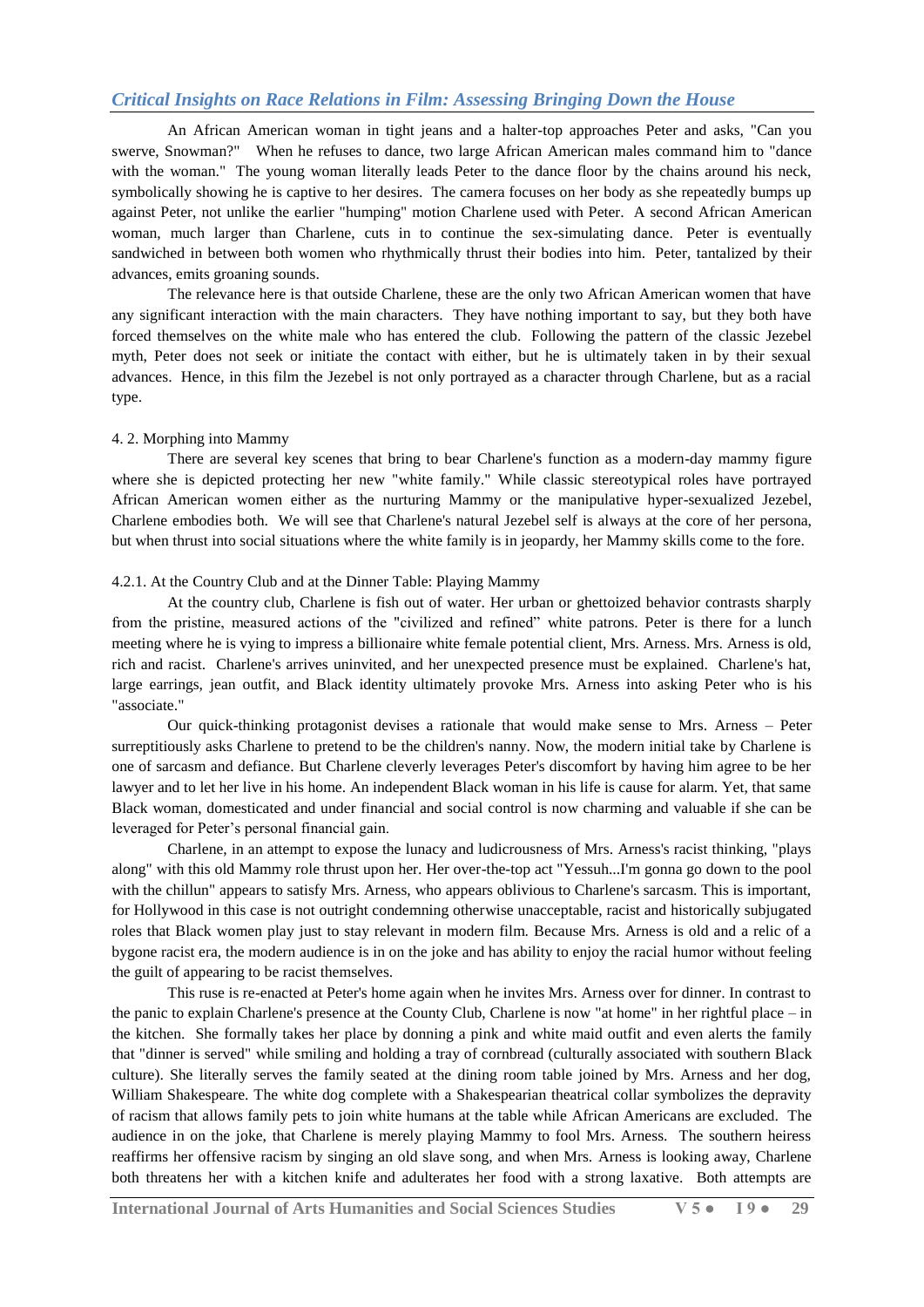An African American woman in tight jeans and a halter-top approaches Peter and asks, "Can you swerve, Snowman?" When he refuses to dance, two large African American males command him to "dance with the woman." The young woman literally leads Peter to the dance floor by the chains around his neck, symbolically showing he is captive to her desires. The camera focuses on her body as she repeatedly bumps up against Peter, not unlike the earlier "humping" motion Charlene used with Peter. A second African American woman, much larger than Charlene, cuts in to continue the sex-simulating dance. Peter is eventually sandwiched in between both women who rhythmically thrust their bodies into him. Peter, tantalized by their advances, emits groaning sounds.

The relevance here is that outside Charlene, these are the only two African American women that have any significant interaction with the main characters. They have nothing important to say, but they both have forced themselves on the white male who has entered the club. Following the pattern of the classic Jezebel myth, Peter does not seek or initiate the contact with either, but he is ultimately taken in by their sexual advances. Hence, in this film the Jezebel is not only portrayed as a character through Charlene, but as a racial type.

### 4. 2. Morphing into Mammy

There are several key scenes that bring to bear Charlene's function as a modern-day mammy figure where she is depicted protecting her new "white family." While classic stereotypical roles have portrayed African American women either as the nurturing Mammy or the manipulative hyper-sexualized Jezebel, Charlene embodies both. We will see that Charlene's natural Jezebel self is always at the core of her persona, but when thrust into social situations where the white family is in jeopardy, her Mammy skills come to the fore.

#### 4.2.1. At the Country Club and at the Dinner Table: Playing Mammy

At the country club, Charlene is fish out of water. Her urban or ghettoized behavior contrasts sharply from the pristine, measured actions of the "civilized and refined" white patrons. Peter is there for a lunch meeting where he is vying to impress a billionaire white female potential client, Mrs. Arness. Mrs. Arness is old, rich and racist. Charlene's arrives uninvited, and her unexpected presence must be explained. Charlene's hat, large earrings, jean outfit, and Black identity ultimately provoke Mrs. Arness into asking Peter who is his "associate."

Our quick-thinking protagonist devises a rationale that would make sense to Mrs. Arness – Peter surreptitiously asks Charlene to pretend to be the children's nanny. Now, the modern initial take by Charlene is one of sarcasm and defiance. But Charlene cleverly leverages Peter's discomfort by having him agree to be her lawyer and to let her live in his home. An independent Black woman in his life is cause for alarm. Yet, that same Black woman, domesticated and under financial and social control is now charming and valuable if she can be leveraged for Peter's personal financial gain.

Charlene, in an attempt to expose the lunacy and ludicrousness of Mrs. Arness's racist thinking, "plays along" with this old Mammy role thrust upon her. Her over-the-top act "Yessuh...I'm gonna go down to the pool with the chillun" appears to satisfy Mrs. Arness, who appears oblivious to Charlene's sarcasm. This is important, for Hollywood in this case is not outright condemning otherwise unacceptable, racist and historically subjugated roles that Black women play just to stay relevant in modern film. Because Mrs. Arness is old and a relic of a bygone racist era, the modern audience is in on the joke and has ability to enjoy the racial humor without feeling the guilt of appearing to be racist themselves.

This ruse is re-enacted at Peter's home again when he invites Mrs. Arness over for dinner. In contrast to the panic to explain Charlene's presence at the County Club, Charlene is now "at home" in her rightful place – in the kitchen. She formally takes her place by donning a pink and white maid outfit and even alerts the family that "dinner is served" while smiling and holding a tray of cornbread (culturally associated with southern Black culture). She literally serves the family seated at the dining room table joined by Mrs. Arness and her dog, William Shakespeare. The white dog complete with a Shakespearian theatrical collar symbolizes the depravity of racism that allows family pets to join white humans at the table while African Americans are excluded. The audience in on the joke, that Charlene is merely playing Mammy to fool Mrs. Arness. The southern heiress reaffirms her offensive racism by singing an old slave song, and when Mrs. Arness is looking away, Charlene both threatens her with a kitchen knife and adulterates her food with a strong laxative. Both attempts are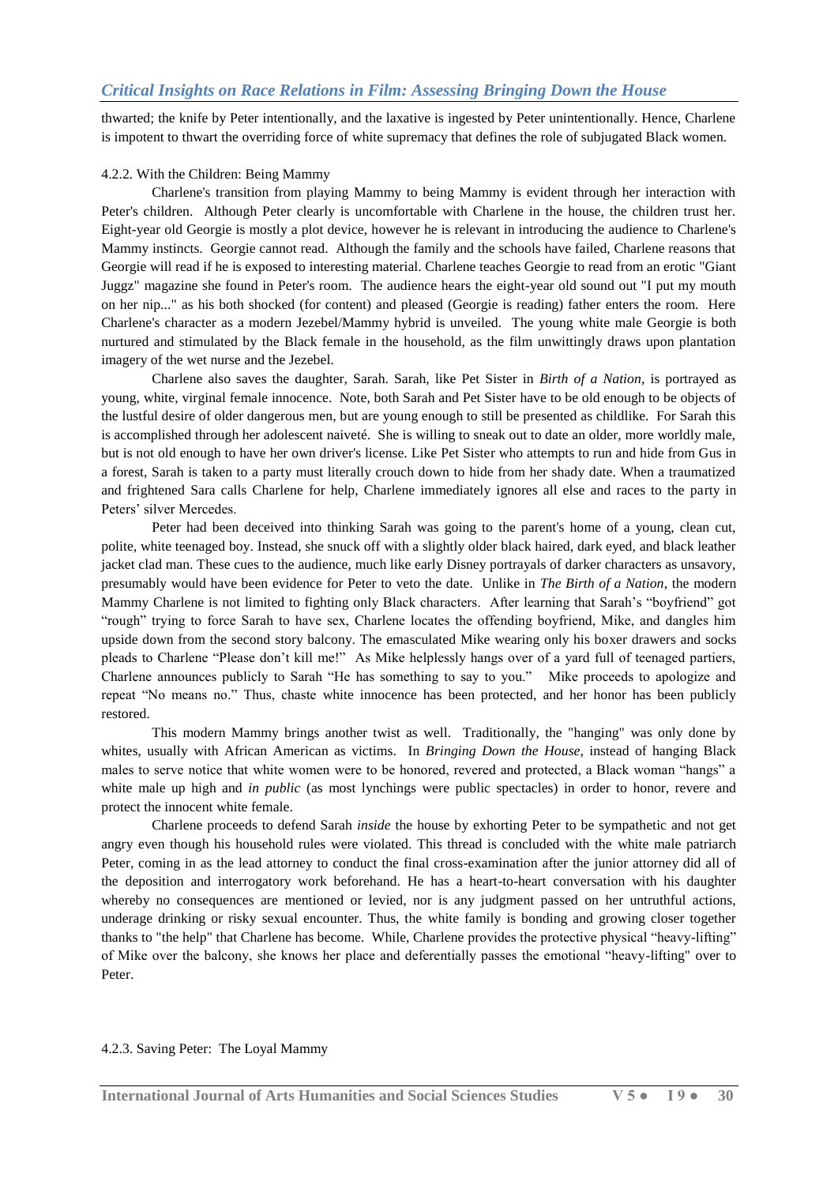thwarted; the knife by Peter intentionally, and the laxative is ingested by Peter unintentionally. Hence, Charlene is impotent to thwart the overriding force of white supremacy that defines the role of subjugated Black women.

#### 4.2.2. With the Children: Being Mammy

Charlene's transition from playing Mammy to being Mammy is evident through her interaction with Peter's children. Although Peter clearly is uncomfortable with Charlene in the house, the children trust her. Eight-year old Georgie is mostly a plot device, however he is relevant in introducing the audience to Charlene's Mammy instincts. Georgie cannot read. Although the family and the schools have failed, Charlene reasons that Georgie will read if he is exposed to interesting material. Charlene teaches Georgie to read from an erotic "Giant Juggz" magazine she found in Peter's room. The audience hears the eight-year old sound out "I put my mouth on her nip..." as his both shocked (for content) and pleased (Georgie is reading) father enters the room. Here Charlene's character as a modern Jezebel/Mammy hybrid is unveiled. The young white male Georgie is both nurtured and stimulated by the Black female in the household, as the film unwittingly draws upon plantation imagery of the wet nurse and the Jezebel.

Charlene also saves the daughter, Sarah. Sarah, like Pet Sister in *Birth of a Nation*, is portrayed as young, white, virginal female innocence. Note, both Sarah and Pet Sister have to be old enough to be objects of the lustful desire of older dangerous men, but are young enough to still be presented as childlike. For Sarah this is accomplished through her adolescent naiveté. She is willing to sneak out to date an older, more worldly male, but is not old enough to have her own driver's license. Like Pet Sister who attempts to run and hide from Gus in a forest, Sarah is taken to a party must literally crouch down to hide from her shady date. When a traumatized and frightened Sara calls Charlene for help, Charlene immediately ignores all else and races to the party in Peters' silver Mercedes.

Peter had been deceived into thinking Sarah was going to the parent's home of a young, clean cut, polite, white teenaged boy. Instead, she snuck off with a slightly older black haired, dark eyed, and black leather jacket clad man. These cues to the audience, much like early Disney portrayals of darker characters as unsavory, presumably would have been evidence for Peter to veto the date. Unlike in *The Birth of a Nation*, the modern Mammy Charlene is not limited to fighting only Black characters. After learning that Sarah's "boyfriend" got "rough" trying to force Sarah to have sex, Charlene locates the offending boyfriend, Mike, and dangles him upside down from the second story balcony. The emasculated Mike wearing only his boxer drawers and socks pleads to Charlene "Please don't kill me!" As Mike helplessly hangs over of a yard full of teenaged partiers, Charlene announces publicly to Sarah "He has something to say to you." Mike proceeds to apologize and repeat "No means no." Thus, chaste white innocence has been protected, and her honor has been publicly restored.

This modern Mammy brings another twist as well. Traditionally, the "hanging" was only done by whites, usually with African American as victims. In *Bringing Down the House*, instead of hanging Black males to serve notice that white women were to be honored, revered and protected, a Black woman "hangs" a white male up high and *in public* (as most lynchings were public spectacles) in order to honor, revere and protect the innocent white female.

Charlene proceeds to defend Sarah *inside* the house by exhorting Peter to be sympathetic and not get angry even though his household rules were violated. This thread is concluded with the white male patriarch Peter, coming in as the lead attorney to conduct the final cross-examination after the junior attorney did all of the deposition and interrogatory work beforehand. He has a heart-to-heart conversation with his daughter whereby no consequences are mentioned or levied, nor is any judgment passed on her untruthful actions, underage drinking or risky sexual encounter. Thus, the white family is bonding and growing closer together thanks to "the help" that Charlene has become. While, Charlene provides the protective physical "heavy-lifting" of Mike over the balcony, she knows her place and deferentially passes the emotional "heavy-lifting" over to Peter.

#### 4.2.3. Saving Peter: The Loyal Mammy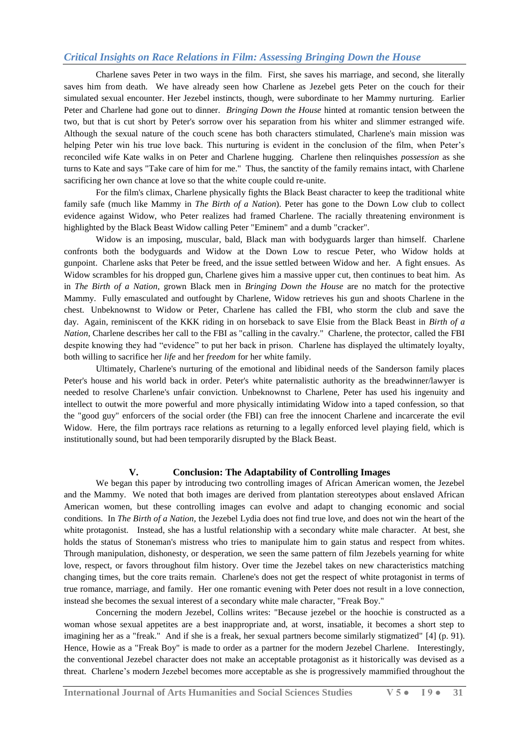Charlene saves Peter in two ways in the film. First, she saves his marriage, and second, she literally saves him from death. We have already seen how Charlene as Jezebel gets Peter on the couch for their simulated sexual encounter. Her Jezebel instincts, though, were subordinate to her Mammy nurturing. Earlier Peter and Charlene had gone out to dinner. *Bringing Down the House* hinted at romantic tension between the two, but that is cut short by Peter's sorrow over his separation from his whiter and slimmer estranged wife. Although the sexual nature of the couch scene has both characters stimulated, Charlene's main mission was helping Peter win his true love back. This nurturing is evident in the conclusion of the film, when Peter's reconciled wife Kate walks in on Peter and Charlene hugging. Charlene then relinquishes *possession* as she turns to Kate and says "Take care of him for me." Thus, the sanctity of the family remains intact, with Charlene sacrificing her own chance at love so that the white couple could re-unite.

For the film's climax, Charlene physically fights the Black Beast character to keep the traditional white family safe (much like Mammy in *The Birth of a Nation*). Peter has gone to the Down Low club to collect evidence against Widow, who Peter realizes had framed Charlene. The racially threatening environment is highlighted by the Black Beast Widow calling Peter "Eminem" and a dumb "cracker".

Widow is an imposing, muscular, bald, Black man with bodyguards larger than himself. Charlene confronts both the bodyguards and Widow at the Down Low to rescue Peter, who Widow holds at gunpoint. Charlene asks that Peter be freed, and the issue settled between Widow and her. A fight ensues. As Widow scrambles for his dropped gun, Charlene gives him a massive upper cut, then continues to beat him. As in *The Birth of a Nation*, grown Black men in *Bringing Down the House* are no match for the protective Mammy. Fully emasculated and outfought by Charlene, Widow retrieves his gun and shoots Charlene in the chest. Unbeknownst to Widow or Peter, Charlene has called the FBI, who storm the club and save the day. Again, reminiscent of the KKK riding in on horseback to save Elsie from the Black Beast in *Birth of a Nation*, Charlene describes her call to the FBI as "calling in the cavalry." Charlene, the protector, called the FBI despite knowing they had "evidence" to put her back in prison. Charlene has displayed the ultimately loyalty, both willing to sacrifice her *life* and her *freedom* for her white family.

Ultimately, Charlene's nurturing of the emotional and libidinal needs of the Sanderson family places Peter's house and his world back in order. Peter's white paternalistic authority as the breadwinner/lawyer is needed to resolve Charlene's unfair conviction. Unbeknownst to Charlene, Peter has used his ingenuity and intellect to outwit the more powerful and more physically intimidating Widow into a taped confession, so that the "good guy" enforcers of the social order (the FBI) can free the innocent Charlene and incarcerate the evil Widow. Here, the film portrays race relations as returning to a legally enforced level playing field, which is institutionally sound, but had been temporarily disrupted by the Black Beast.

## V. Conclusion: The Adaptability of Controlling Images

We began this paper by introducing two controlling images of African American women, the Jezebel and the Mammy. We noted that both images are derived from plantation stereotypes about enslaved African American women, but these controlling images can evolve and adapt to changing economic and social conditions. In *The Birth of a Nation*, the Jezebel Lydia does not find true love, and does not win the heart of the white protagonist. Instead, she has a lustful relationship with a secondary white male character. At best, she holds the status of Stoneman's mistress who tries to manipulate him to gain status and respect from whites. Through manipulation, dishonesty, or desperation, we seen the same pattern of film Jezebels yearning for white love, respect, or favors throughout film history. Over time the Jezebel takes on new characteristics matching changing times, but the core traits remain. Charlene's does not get the respect of white protagonist in terms of true romance, marriage, and family. Her one romantic evening with Peter does not result in a love connection, instead she becomes the sexual interest of a secondary white male character, "Freak Boy."

Concerning the modern Jezebel, Collins writes: "Because jezebel or the hoochie is constructed as a woman whose sexual appetites are a best inappropriate and, at worst, insatiable, it becomes a short step to imagining her as a "freak." And if she is a freak, her sexual partners become similarly stigmatized" [4] (p. 91). Hence, Howie as a "Freak Boy" is made to order as a partner for the modern Jezebel Charlene. Interestingly, the conventional Jezebel character does not make an acceptable protagonist as it historically was devised as a threat. Charlene's modern Jezebel becomes more acceptable as she is progressively mammified throughout the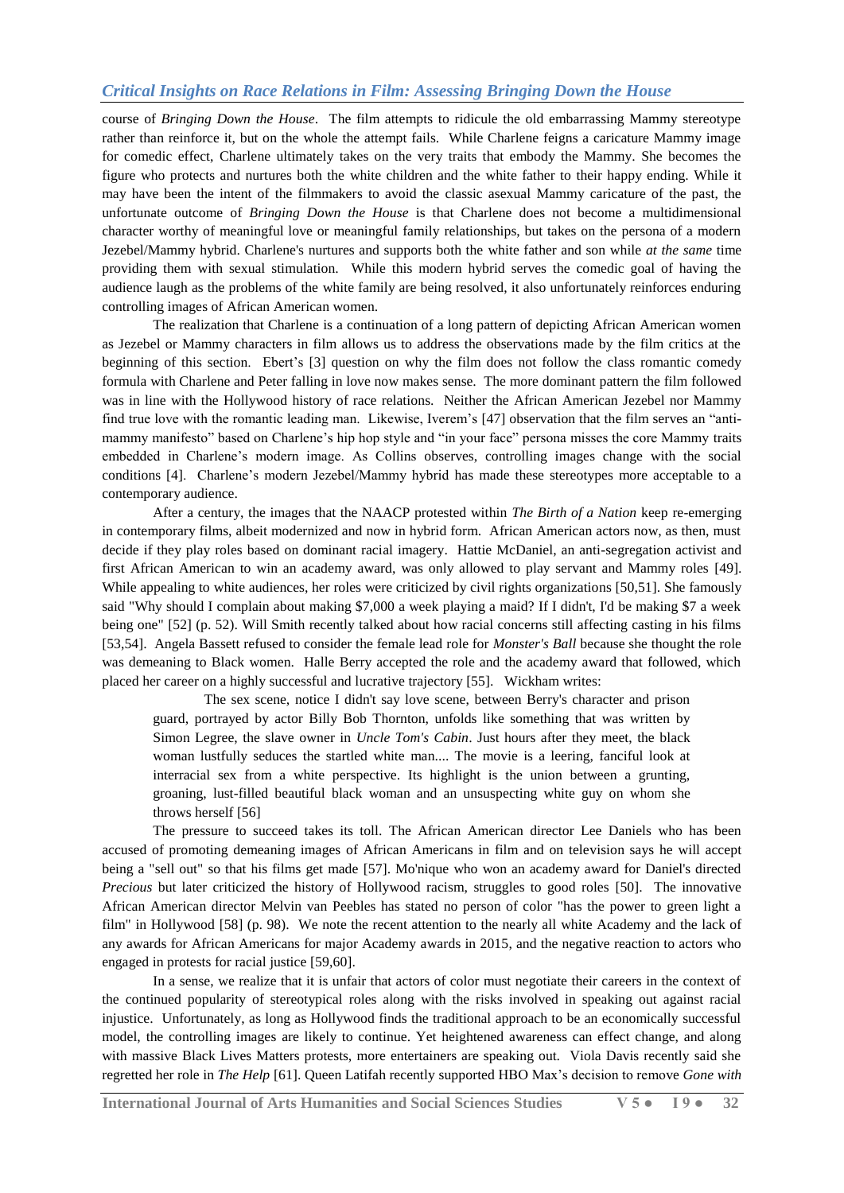course of *Bringing Down the House*. The film attempts to ridicule the old embarrassing Mammy stereotype rather than reinforce it, but on the whole the attempt fails. While Charlene feigns a caricature Mammy image for comedic effect, Charlene ultimately takes on the very traits that embody the Mammy. She becomes the figure who protects and nurtures both the white children and the white father to their happy ending. While it may have been the intent of the filmmakers to avoid the classic asexual Mammy caricature of the past, the unfortunate outcome of *Bringing Down the House* is that Charlene does not become a multidimensional character worthy of meaningful love or meaningful family relationships, but takes on the persona of a modern Jezebel/Mammy hybrid. Charlene's nurtures and supports both the white father and son while *at the same* time providing them with sexual stimulation. While this modern hybrid serves the comedic goal of having the audience laugh as the problems of the white family are being resolved, it also unfortunately reinforces enduring controlling images of African American women.

The realization that Charlene is a continuation of a long pattern of depicting African American women as Jezebel or Mammy characters in film allows us to address the observations made by the film critics at the beginning of this section. Ebert's [3] question on why the film does not follow the class romantic comedy formula with Charlene and Peter falling in love now makes sense. The more dominant pattern the film followed was in line with the Hollywood history of race relations. Neither the African American Jezebel nor Mammy find true love with the romantic leading man. Likewise, Iverem's [47] observation that the film serves an "anti-mammy manifesto" based on Charlene's hip hop style and "in your face" persona misses the core Mammy traits embedded in Charlene's modern image. As Collins observes, controlling images change with the social conditions [4]. Charlene's modern Jezebel/Mammy hybrid has made these stereotypes more acceptable to a contemporary audience.

After a century, the images that the NAACP protested within *The Birth of a Nation* keep re-emerging in contemporary films, albeit modernized and now in hybrid form. African American actors now, as then, must decide if they play roles based on dominant racial imagery. Hattie McDaniel, an anti-segregation activist and first African American to win an academy award, was only allowed to play servant and Mammy roles [49]. While appealing to white audiences, her roles were criticized by civil rights organizations [50,51]. She famously said "Why should I complain about making $7,000 a week playing a maid? If I didn't, I'd be making $7 a week being one" [52] (p. 52). Will Smith recently talked about how racial concerns still affecting casting in his films [53,54]. Angela Bassett refused to consider the female lead role for *Monster's Ball* because she thought the role was demeaning to Black women. Halle Berry accepted the role and the academy award that followed, which placed her career on a highly successful and lucrative trajectory [55]. Wickham writes:

> The sex scene, notice I didn't say love scene, between Berry's character and prison guard, portrayed by actor Billy Bob Thornton, unfolds like something that was written by Simon Legree, the slave owner in *Uncle Tom's Cabin*. Just hours after they meet, the black woman lustfully seduces the startled white man.... The movie is a leering, fanciful look at interracial sex from a white perspective. Its highlight is the union between a grunting, groaning, lust-filled beautiful black woman and an unsuspecting white guy on whom she throws herself [56]

The pressure to succeed takes its toll. The African American director Lee Daniels who has been accused of promoting demeaning images of African Americans in film and on television says he will accept being a "sell out" so that his films get made [57]. Mo'nique who won an academy award for Daniel's directed *Precious* but later criticized the history of Hollywood racism, struggles to good roles [50]. The innovative African American director Melvin van Peebles has stated no person of color "has the power to green light a film" in Hollywood [58] (p. 98). We note the recent attention to the nearly all white Academy and the lack of any awards for African Americans for major Academy awards in 2015, and the negative reaction to actors who engaged in protests for racial justice [59,60].

In a sense, we realize that it is unfair that actors of color must negotiate their careers in the context of the continued popularity of stereotypical roles along with the risks involved in speaking out against racial injustice. Unfortunately, as long as Hollywood finds the traditional approach to be an economically successful model, the controlling images are likely to continue. Yet heightened awareness can effect change, and along with massive Black Lives Matters protests, more entertainers are speaking out. Viola Davis recently said she regretted her role in *The Help* [61]. Queen Latifah recently supported HBO Max's decision to remove *Gone with*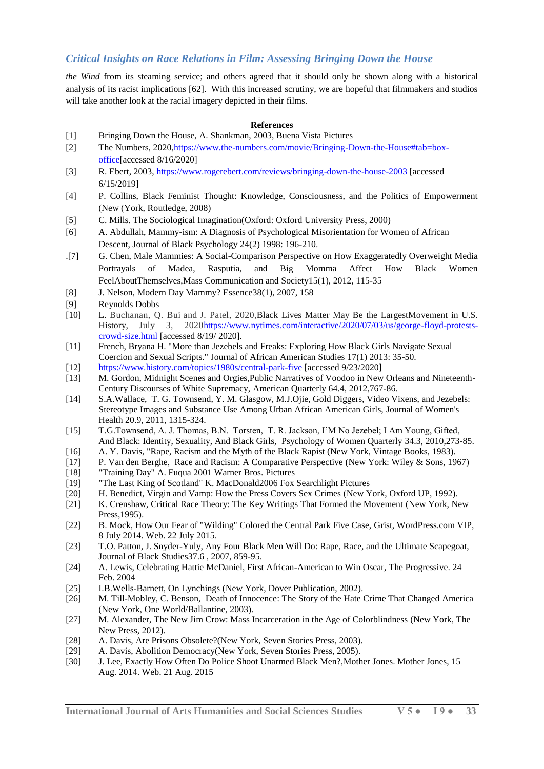*the Wind* from its steaming service; and others agreed that it should only be shown along with a historical analysis of its racist implications [62]. With this increased scrutiny, we are hopeful that filmmakers and studios will take another look at the racial imagery depicted in their films.

## References

[1] Bringing Down the House, A. Shankman, 2003, Buena Vista Pictures

[2] The Numbers, 2020,https://www.the-numbers.com/movie/Bringing-Down-the-House#tab=box-office[accessed 8/16/2020]

[3] R. Ebert, 2003, https://www.rogerebert.com/reviews/bringing-down-the-house-2003 [accessed 6/15/2019]

[4] P. Collins, Black Feminist Thought: Knowledge, Consciousness, and the Politics of Empowerment (New (York, Routledge, 2008)

[5] C. Mills. The Sociological Imagination(Oxford: Oxford University Press, 2000)

[6] A. Abdullah, Mammy-ism: A Diagnosis of Psychological Misorientation for Women of African Descent, Journal of Black Psychology 24(2) 1998: 196-210.

.[7] G. Chen, Male Mammies: A Social-Comparison Perspective on How Exaggeratedly Overweight Media Portrayals of Madea, Rasputia, and Big Momma Affect How Black Women FeelAboutThemselves,Mass Communication and Society15(1), 2012, 115-35

[8] J. Nelson, Modern Day Mammy? Essence38(1), 2007, 158

[9] Reynolds Dobbs

[10] L. Buchanan, Q. Bui and J. Patel, 2020,Black Lives Matter May Be the LargestMovement in U.S. History, July 3, 2020https://www.nytimes.com/interactive/2020/07/03/us/george-floyd-protests-crowd-size.html [accessed 8/19/ 2020].

[11] French, Bryana H. "More than Jezebels and Freaks: Exploring How Black Girls Navigate Sexual Coercion and Sexual Scripts." Journal of African American Studies 17(1) 2013: 35-50.

[12] https://www.history.com/topics/1980s/central-park-five [accessed 9/23/2020]

[13] M. Gordon, Midnight Scenes and Orgies,Public Narratives of Voodoo in New Orleans and Nineteenth-Century Discourses of White Supremacy, American Quarterly 64.4, 2012,767-86.

[14] S.A.Wallace, T. G. Townsend, Y. M. Glasgow, M.J.Ojie, Gold Diggers, Video Vixens, and Jezebels: Stereotype Images and Substance Use Among Urban African American Girls, Journal of Women's Health 20.9, 2011, 1315-324.

[15] T.G.Townsend, A. J. Thomas, B.N. Torsten, T. R. Jackson, I'M No Jezebel; I Am Young, Gifted, And Black: Identity, Sexuality, And Black Girls, Psychology of Women Quarterly 34.3, 2010,273-85.

[16] A. Y. Davis, "Rape, Racism and the Myth of the Black Rapist (New York, Vintage Books, 1983).

[17] P. Van den Berghe, Race and Racism: A Comparative Perspective (New York: Wiley & Sons, 1967)

[18] "Training Day" A. Fuqua 2001 Warner Bros. Pictures

[19] "The Last King of Scotland" K. MacDonald2006 Fox Searchlight Pictures

[20] H. Benedict, Virgin and Vamp: How the Press Covers Sex Crimes (New York, Oxford UP, 1992).

[21] K. Crenshaw, Critical Race Theory: The Key Writings That Formed the Movement (New York, New Press,1995).

[22] B. Mock, How Our Fear of "Wilding" Colored the Central Park Five Case, Grist, WordPress.com VIP, 8 July 2014. Web. 22 July 2015.

[23] T.O. Patton, J. Snyder-Yuly, Any Four Black Men Will Do: Rape, Race, and the Ultimate Scapegoat, Journal of Black Studies37.6 , 2007, 859-95.

[24] A. Lewis, Celebrating Hattie McDaniel, First African-American to Win Oscar, The Progressive. 24 Feb. 2004

[25] I.B.Wells-Barnett, On Lynchings (New York, Dover Publication, 2002).

[26] M. Till-Mobley, C. Benson, Death of Innocence: The Story of the Hate Crime That Changed America (New York, One World/Ballantine, 2003).

[27] M. Alexander, The New Jim Crow: Mass Incarceration in the Age of Colorblindness (New York, The New Press, 2012).

[28] A. Davis, Are Prisons Obsolete?(New York, Seven Stories Press, 2003).

[29] A. Davis, Abolition Democracy(New York, Seven Stories Press, 2005).

[30] J. Lee, Exactly How Often Do Police Shoot Unarmed Black Men?,Mother Jones. Mother Jones, 15 Aug. 2014. Web. 21 Aug. 2015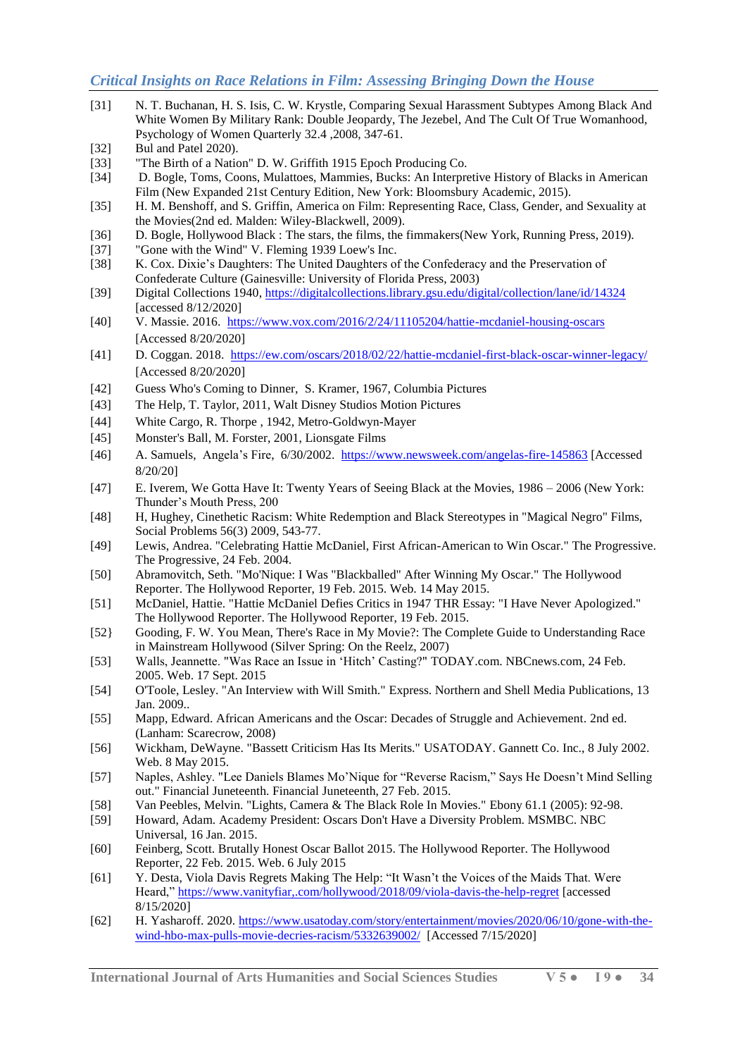[31] N. T. Buchanan, H. S. Isis, C. W. Krystle, Comparing Sexual Harassment Subtypes Among Black And White Women By Military Rank: Double Jeopardy, The Jezebel, And The Cult Of True Womanhood, Psychology of Women Quarterly 32.4 ,2008, 347-61.

[32] Bul and Patel 2020).

[33] "The Birth of a Nation" D. W. Griffith 1915 Epoch Producing Co.

[34] D. Bogle, Toms, Coons, Mulattoes, Mammies, Bucks: An Interpretive History of Blacks in American Film (New Expanded 21st Century Edition, New York: Bloomsbury Academic, 2015).

[35] H. M. Benshoff, and S. Griffin, America on Film: Representing Race, Class, Gender, and Sexuality at the Movies(2nd ed. Malden: Wiley-Blackwell, 2009).

[36] D. Bogle, Hollywood Black : The stars, the films, the fimmakers(New York, Running Press, 2019).

[37] "Gone with the Wind" V. Fleming 1939 Loew's Inc.

[38] K. Cox. Dixie's Daughters: The United Daughters of the Confederacy and the Preservation of Confederate Culture (Gainesville: University of Florida Press, 2003)

[39] Digital Collections 1940, https://digitalcollections.library.gsu.edu/digital/collection/lane/id/14324 [accessed 8/12/2020]

[40] V. Massie. 2016. https://www.vox.com/2016/2/24/11105204/hattie-mcdaniel-housing-oscars [Accessed 8/20/2020]

[41] D. Coggan. 2018. https://ew.com/oscars/2018/02/22/hattie-mcdaniel-first-black-oscar-winner-legacy/ [Accessed 8/20/2020]

[42] Guess Who's Coming to Dinner, S. Kramer, 1967, Columbia Pictures

[43] The Help, T. Taylor, 2011, Walt Disney Studios Motion Pictures

[44] White Cargo, R. Thorpe , 1942, Metro-Goldwyn-Mayer

[45] Monster's Ball, M. Forster, 2001, Lionsgate Films

[46] A. Samuels, Angela's Fire, 6/30/2002. https://www.newsweek.com/angelas-fire-145863 [Accessed 8/20/20]

[47] E. Iverem, We Gotta Have It: Twenty Years of Seeing Black at the Movies, 1986 – 2006 (New York: Thunder's Mouth Press, 200

[48] H, Hughey, Cinethetic Racism: White Redemption and Black Stereotypes in "Magical Negro" Films, Social Problems 56(3) 2009, 543-77.

[49] Lewis, Andrea. "Celebrating Hattie McDaniel, First African-American to Win Oscar." The Progressive. The Progressive, 24 Feb. 2004.

[50] Abramovitch, Seth. "Mo'Nique: I Was "Blackballed" After Winning My Oscar." The Hollywood Reporter. The Hollywood Reporter, 19 Feb. 2015. Web. 14 May 2015.

[51] McDaniel, Hattie. "Hattie McDaniel Defies Critics in 1947 THR Essay: "I Have Never Apologized." The Hollywood Reporter. The Hollywood Reporter, 19 Feb. 2015.

[52} Gooding, F. W. You Mean, There's Race in My Movie?: The Complete Guide to Understanding Race in Mainstream Hollywood (Silver Spring: On the Reelz, 2007)

[53] Walls, Jeannette. "Was Race an Issue in 'Hitch' Casting?" TODAY.com. NBCnews.com, 24 Feb. 2005. Web. 17 Sept. 2015

[54] O'Toole, Lesley. "An Interview with Will Smith." Express. Northern and Shell Media Publications, 13 Jan. 2009..

[55] Mapp, Edward. African Americans and the Oscar: Decades of Struggle and Achievement. 2nd ed. (Lanham: Scarecrow, 2008)

[56] Wickham, DeWayne. "Bassett Criticism Has Its Merits." USATODAY. Gannett Co. Inc., 8 July 2002. Web. 8 May 2015.

[57] Naples, Ashley. "Lee Daniels Blames Mo'Nique for "Reverse Racism," Says He Doesn't Mind Selling out." Financial Juneteenth. Financial Juneteenth, 27 Feb. 2015.

[58] Van Peebles, Melvin. "Lights, Camera & The Black Role In Movies." Ebony 61.1 (2005): 92-98.

[59] Howard, Adam. Academy President: Oscars Don't Have a Diversity Problem. MSMBC. NBC Universal, 16 Jan. 2015.

[60] Feinberg, Scott. Brutally Honest Oscar Ballot 2015. The Hollywood Reporter. The Hollywood Reporter, 22 Feb. 2015. Web. 6 July 2015

[61] Y. Desta, Viola Davis Regrets Making The Help: "It Wasn't the Voices of the Maids That. Were Heard," https://www.vanityfiar,.com/hollywood/2018/09/viola-davis-the-help-regret [accessed 8/15/2020]

[62] H. Yasharoff. 2020. https://www.usatoday.com/story/entertainment/movies/2020/06/10/gone-with-the-wind-hbo-max-pulls-movie-decries-racism/5332639002/ [Accessed 7/15/2020]